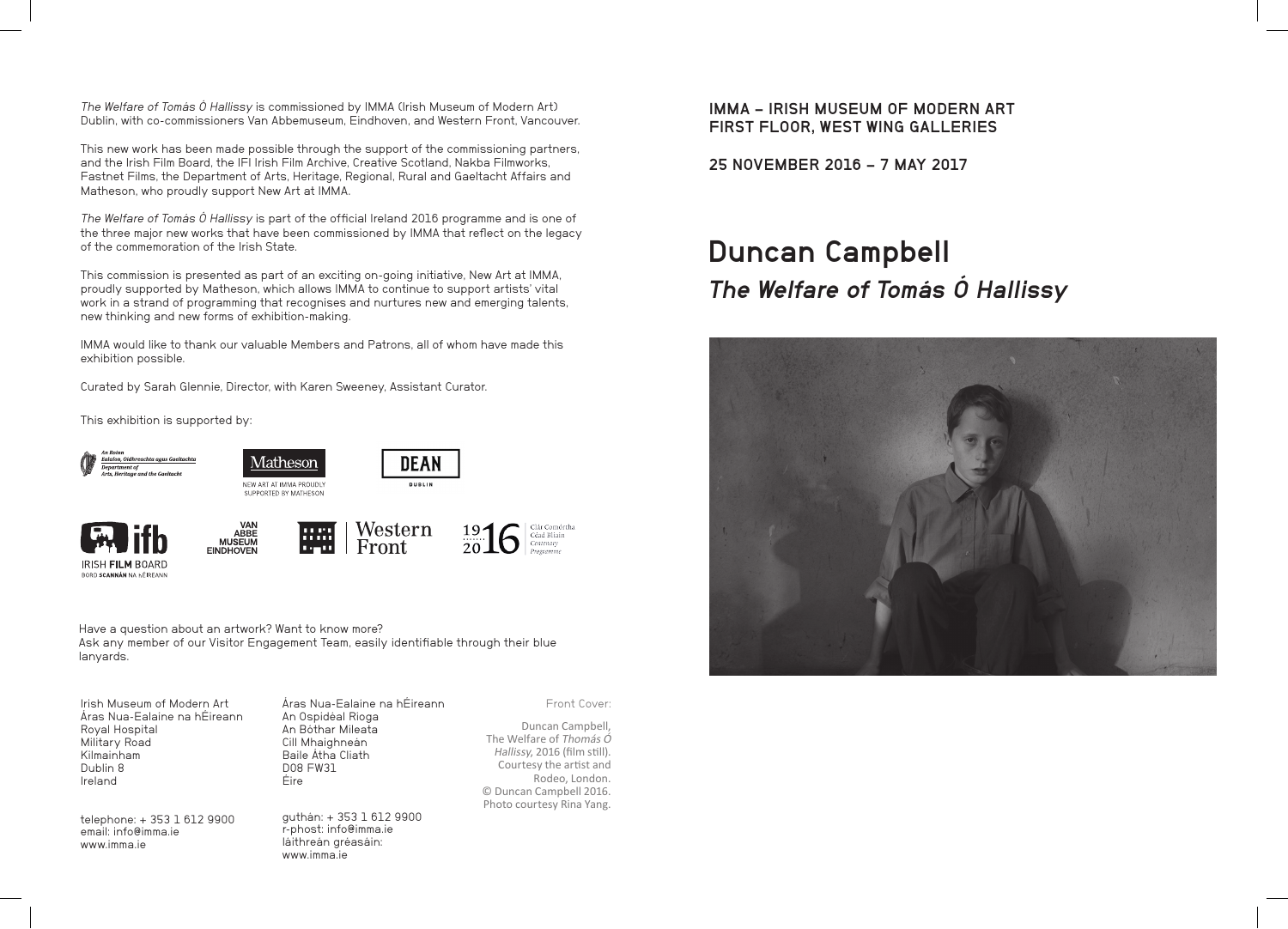*The Welfare of Tomás Ó Hallissy* is commissioned by IMMA (Irish Museum of Modern Art) Dublin, with co-commissioners Van Abbemuseum, Eindhoven, and Western Front, Vancouver.

This new work has been made possible through the support of the commissioning partners, and the Irish Film Board, the IFI Irish Film Archive, Creative Scotland, Nakba Filmworks, Fastnet Films, the Department of Arts, Heritage, Regional, Rural and Gaeltacht Affairs and Matheson, who proudly support New Art at IMMA.

*The Welfare of Tomás Ó Hallissy* is part of the official Ireland 2016 programme and is one of the three major new works that have been commissioned by IMMA that reflect on the legacy of the commemoration of the Irish State.

This commission is presented as part of an exciting on-going initiative, New Art at IMMA, proudly supported by Matheson, which allows IMMA to continue to support artists' vital work in a strand of programming that recognises and nurtures new and emerging talents, new thinking and new forms of exhibition-making.

IMMA would like to thank our valuable Members and Patrons, all of whom have made this exhibition possible.

Curated by Sarah Glennie, Director, with Karen Sweeney, Assistant Curator.

This exhibition is supported by:

An Roinn Ealaíon, Oidhreachta agus Gaeltachta / Department of Arts, Heritage and the Gaeltacht

Matheson — NEW ART AT IMMA PROUDLY SUPPORTED BY MATHESON

DEAN DUBLIN

ifb IRISH FILM BOARD / BORD SCANNÁN NA hÉIREANN

VAN ABBE MUSEUM EINDHOVEN

Western Front

1916 2016 Clár Comórtha Céad Bliain / Centenary Programme

Have a question about an artwork? Want to know more?
Ask any member of our Visitor Engagement Team, easily identifiable through their blue lanyards.

Irish Museum of Modern Art
Áras Nua-Ealaine na hÉireann
Royal Hospital
Military Road
Kilmainham
Dublin 8
Ireland

telephone: + 353 1 612 9900
email: info@imma.ie
www.imma.ie

Áras Nua-Ealaine na hÉireann
An Ospidéal Rioga
An Bóthar Mileata
Cill Mhaighneán
Baile Átha Cliath
D08 FW31
Éire

guthán: + 353 1 612 9900
r-phost: info@imma.ie
láithreán gréasáin:
www.imma.ie

Front Cover:

Duncan Campbell, The Welfare of *Thomás Ó Hallissy*, 2016 (film still). Courtesy the artist and Rodeo, London. © Duncan Campbell 2016. Photo courtesy Rina Yang.

**IMMA – IRISH MUSEUM OF MODERN ART**
**FIRST FLOOR, WEST WING GALLERIES**

**25 NOVEMBER 2016 – 7 MAY 2017**

# Duncan Campbell

## *The Welfare of Tomás Ó Hallissy*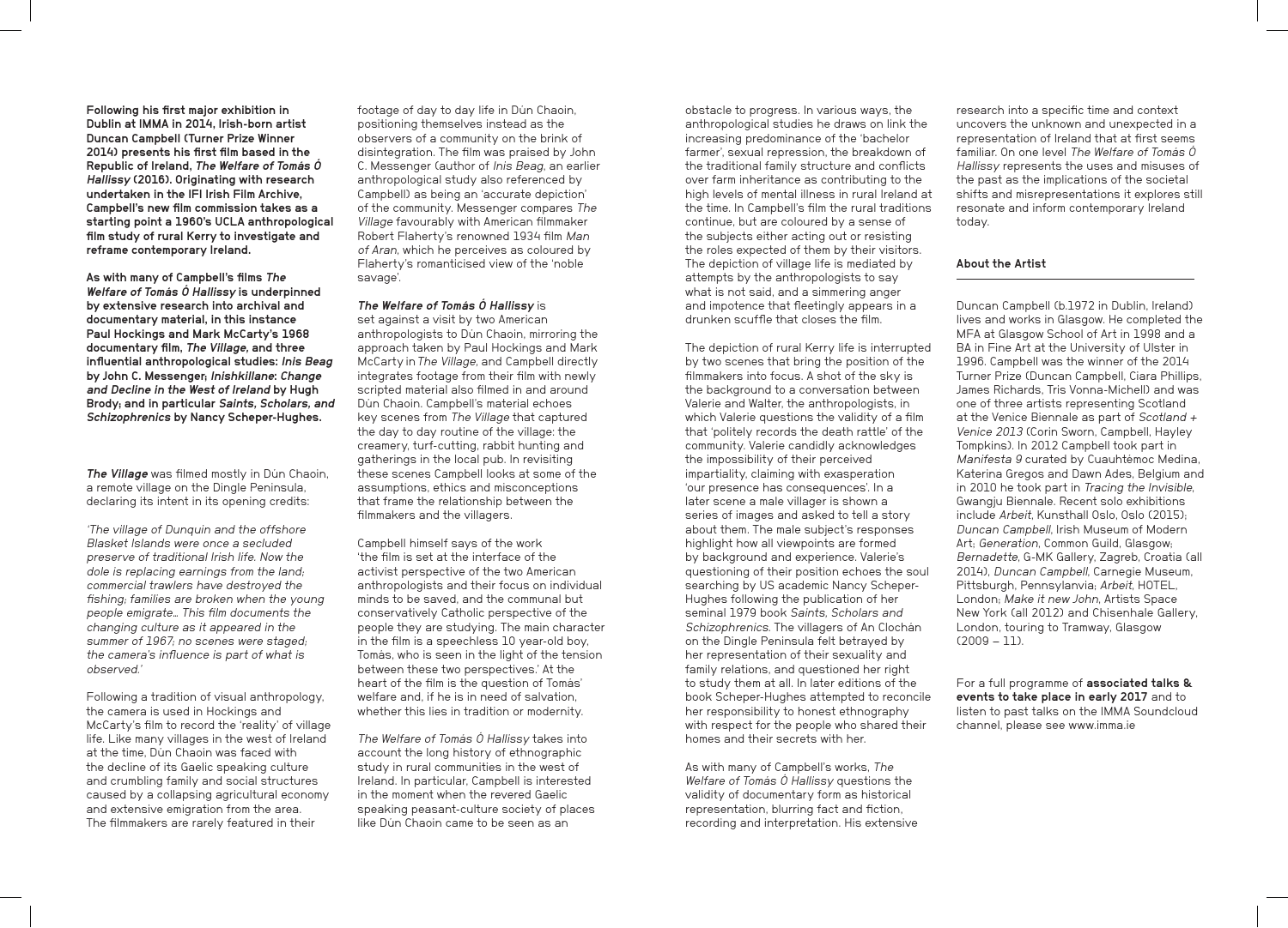**Following his first major exhibition in Dublin at IMMA in 2014, Irish-born artist Duncan Campbell (Turner Prize Winner 2014) presents his first film based in the Republic of Ireland, *The Welfare of Tomás Ó Hallissy* (2016). Originating with research undertaken in the IFI Irish Film Archive, Campbell's new film commission takes as a starting point a 1960's UCLA anthropological film study of rural Kerry to investigate and reframe contemporary Ireland.**

**As with many of Campbell's films *The Welfare of Tomás Ó Hallissy* is underpinned by extensive research into archival and documentary material, in this instance Paul Hockings and Mark McCarty's 1968 documentary film, *The Village*, and three influential anthropological studies: *Inis Beag* by John C. Messenger; *Inishkillane: Change and Decline in the West of Ireland* by Hugh Brody; and in particular *Saints, Scholars, and Schizophrenics* by Nancy Scheper-Hughes.**

***The Village*** was filmed mostly in Dún Chaoin, a remote village on the Dingle Peninsula, declaring its intent in its opening credits:

*'The village of Dunquin and the offshore Blasket Islands were once a secluded preserve of traditional Irish life. Now the dole is replacing earnings from the land; commercial trawlers have destroyed the fishing; families are broken when the young people emigrate… This film documents the changing culture as it appeared in the summer of 1967; no scenes were staged; the camera's influence is part of what is observed.'*

Following a tradition of visual anthropology, the camera is used in Hockings and McCarty's film to record the 'reality' of village life. Like many villages in the west of Ireland at the time, Dún Chaoin was faced with the decline of its Gaelic speaking culture and crumbling family and social structures caused by a collapsing agricultural economy and extensive emigration from the area. The filmmakers are rarely featured in their footage of day to day life in Dún Chaoin, positioning themselves instead as the observers of a community on the brink of disintegration. The film was praised by John C. Messenger (author of *Inis Beag*, an earlier anthropological study also referenced by Campbell) as being an 'accurate depiction' of the community. Messenger compares *The Village* favourably with American filmmaker Robert Flaherty's renowned 1934 film *Man of Aran*, which he perceives as coloured by Flaherty's romanticised view of the 'noble savage'.

***The Welfare of Tomás Ó Hallissy*** is set against a visit by two American anthropologists to Dún Chaoin, mirroring the approach taken by Paul Hockings and Mark McCarty in *The Village*, and Campbell directly integrates footage from their film with newly scripted material also filmed in and around Dún Chaoin. Campbell's material echoes key scenes from *The Village* that captured the day to day routine of the village: the creamery, turf-cutting, rabbit hunting and gatherings in the local pub. In revisiting these scenes Campbell looks at some of the assumptions, ethics and misconceptions that frame the relationship between the filmmakers and the villagers.

Campbell himself says of the work 'the film is set at the interface of the activist perspective of the two American anthropologists and their focus on individual minds to be saved, and the communal but conservatively Catholic perspective of the people they are studying. The main character in the film is a speechless 10 year-old boy, Tomás, who is seen in the light of the tension between these two perspectives.' At the heart of the film is the question of Tomás' welfare and, if he is in need of salvation, whether this lies in tradition or modernity.

*The Welfare of Tomás Ó Hallissy* takes into account the long history of ethnographic study in rural communities in the west of Ireland. In particular, Campbell is interested in the moment when the revered Gaelic speaking peasant-culture society of places like Dún Chaoin came to be seen as an obstacle to progress. In various ways, the anthropological studies he draws on link the increasing predominance of the 'bachelor farmer', sexual repression, the breakdown of the traditional family structure and conflicts over farm inheritance as contributing to the high levels of mental illness in rural Ireland at the time. In Campbell's film the rural traditions continue, but are coloured by a sense of the subjects either acting out or resisting the roles expected of them by their visitors. The depiction of village life is mediated by attempts by the anthropologists to say what is not said, and a simmering anger and impotence that fleetingly appears in a drunken scuffle that closes the film.

The depiction of rural Kerry life is interrupted by two scenes that bring the position of the filmmakers into focus. A shot of the sky is the background to a conversation between Valerie and Walter, the anthropologists, in which Valerie questions the validity of a film that 'politely records the death rattle' of the community. Valerie candidly acknowledges the impossibility of their perceived impartiality, claiming with exasperation 'our presence has consequences'. In a later scene a male villager is shown a series of images and asked to tell a story about them. The male subject's responses highlight how all viewpoints are formed by background and experience. Valerie's questioning of their position echoes the soul searching by US academic Nancy Scheper-Hughes following the publication of her seminal 1979 book *Saints, Scholars and Schizophrenics*. The villagers of An Clochán on the Dingle Peninsula felt betrayed by her representation of their sexuality and family relations, and questioned her right to study them at all. In later editions of the book Scheper-Hughes attempted to reconcile her responsibility to honest ethnography with respect for the people who shared their homes and their secrets with her.

As with many of Campbell's works, *The Welfare of Tomás Ó Hallissy* questions the validity of documentary form as historical representation, blurring fact and fiction, recording and interpretation. His extensive research into a specific time and context uncovers the unknown and unexpected in a representation of Ireland that at first seems familiar. On one level *The Welfare of Tomás Ó Hallissy* represents the uses and misuses of the past as the implications of the societal shifts and misrepresentations it explores still resonate and inform contemporary Ireland today.

## About the Artist

Duncan Campbell (b.1972 in Dublin, Ireland) lives and works in Glasgow. He completed the MFA at Glasgow School of Art in 1998 and a BA in Fine Art at the University of Ulster in 1996. Campbell was the winner of the 2014 Turner Prize (Duncan Campbell, Ciara Phillips, James Richards, Tris Vonna-Michell) and was one of three artists representing Scotland at the Venice Biennale as part of *Scotland + Venice 2013* (Corin Sworn, Campbell, Hayley Tompkins). In 2012 Campbell took part in *Manifesta 9* curated by Cuauhtémoc Medina, Katerina Gregos and Dawn Ades, Belgium and in 2010 he took part in *Tracing the Invisible*, Gwangju Biennale. Recent solo exhibitions include *Arbeit*, Kunsthall Oslo, Oslo (2015); *Duncan Campbell*, Irish Museum of Modern Art; *Generation*, Common Guild, Glasgow; *Bernadette*, G-MK Gallery, Zagreb, Croatia (all 2014), *Duncan Campbell*, Carnegie Museum, Pittsburgh, Pennsylvania; *Arbeit*, HOTEL, London; *Make it new John*, Artists Space New York (all 2012) and Chisenhale Gallery, London, touring to Tramway, Glasgow (2009 – 11).

For a full programme of **associated talks & events to take place in early 2017** and to listen to past talks on the IMMA Soundcloud channel, please see www.imma.ie